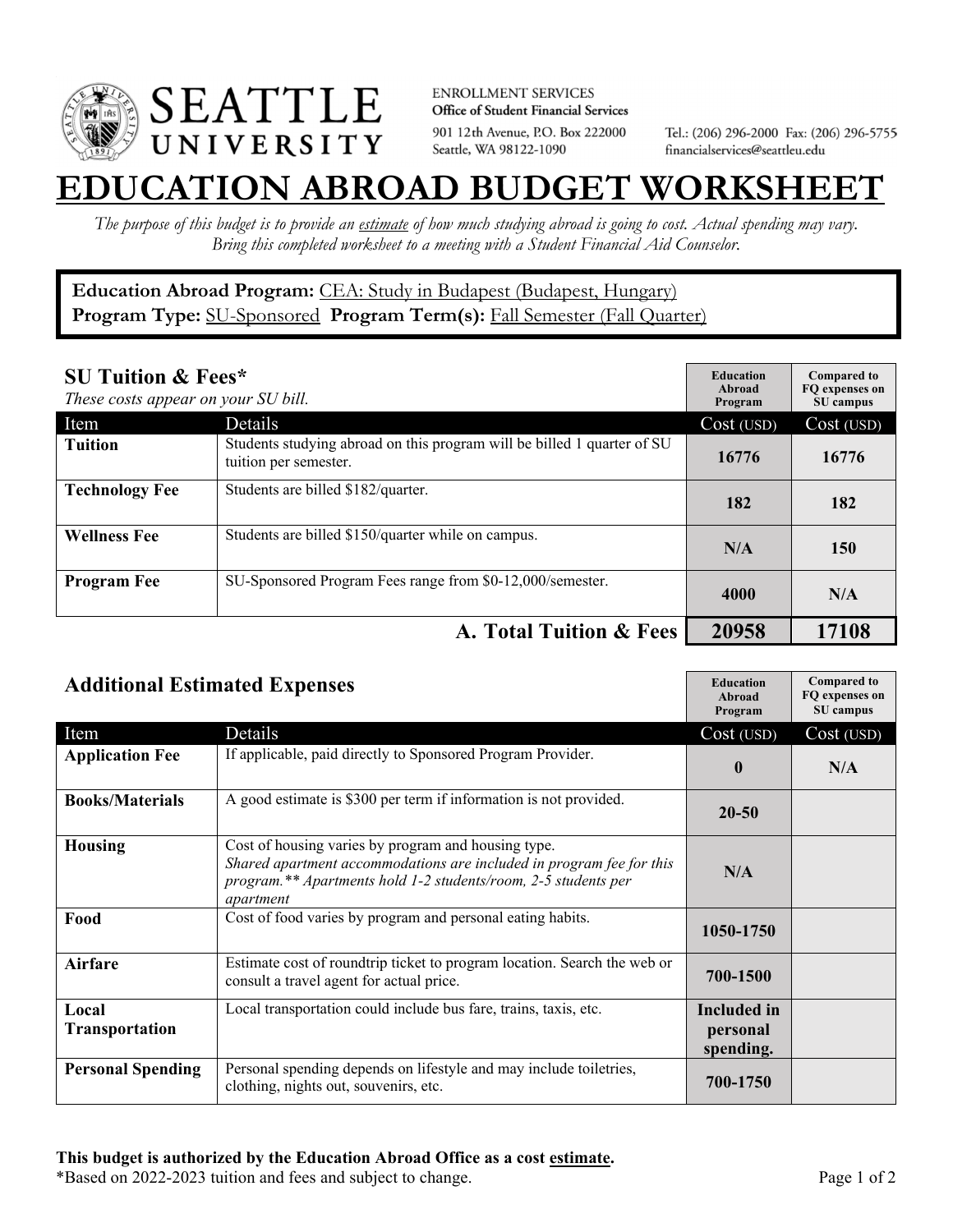**SEATTLE UNIVERSITY**

ENROLLMENT SERVICES
**Office of Student Financial Services**
901 12th Avenue, P.O. Box 222000
Seattle, WA 98122-1090

Tel.: (206) 296-2000 Fax: (206) 296-5755
financialservices@seattleu.edu

# EDUCATION ABROAD BUDGET WORKSHEET

*The purpose of this budget is to provide an estimate of how much studying abroad is going to cost. Actual spending may vary. Bring this completed worksheet to a meeting with a Student Financial Aid Counselor.*

**Education Abroad Program:** CEA: Study in Budapest (Budapest, Hungary)
**Program Type:** SU-Sponsored **Program Term(s):** Fall Semester (Fall Quarter)

## SU Tuition & Fees*

*These costs appear on your SU bill.*

| Item | Details | Education Abroad Program Cost (USD) | Compared to FQ expenses on SU campus Cost (USD) |
|---|---|---|---|
| **Tuition** | Students studying abroad on this program will be billed 1 quarter of SU tuition per semester. | 16776 | 16776 |
| **Technology Fee** | Students are billed $182/quarter. | 182 | 182 |
| **Wellness Fee** | Students are billed $150/quarter while on campus. | N/A | 150 |
| **Program Fee** | SU-Sponsored Program Fees range from $0-12,000/semester. | 4000 | N/A |
| | **A. Total Tuition & Fees** | **20958** | **17108** |

## Additional Estimated Expenses

| Item | Details | Education Abroad Program Cost (USD) | Compared to FQ expenses on SU campus Cost (USD) |
|---|---|---|---|
| **Application Fee** | If applicable, paid directly to Sponsored Program Provider. | 0 | N/A |
| **Books/Materials** | A good estimate is $300 per term if information is not provided. | 20-50 | |
| **Housing** | Cost of housing varies by program and housing type. *Shared apartment accommodations are included in program fee for this program.\*\* Apartments hold 1-2 students/room, 2-5 students per apartment* | N/A | |
| **Food** | Cost of food varies by program and personal eating habits. | 1050-1750 | |
| **Airfare** | Estimate cost of roundtrip ticket to program location. Search the web or consult a travel agent for actual price. | 700-1500 | |
| **Local Transportation** | Local transportation could include bus fare, trains, taxis, etc. | Included in personal spending. | |
| **Personal Spending** | Personal spending depends on lifestyle and may include toiletries, clothing, nights out, souvenirs, etc. | 700-1750 | |

**This budget is authorized by the Education Abroad Office as a cost estimate.**
*Based on 2022-2023 tuition and fees and subject to change.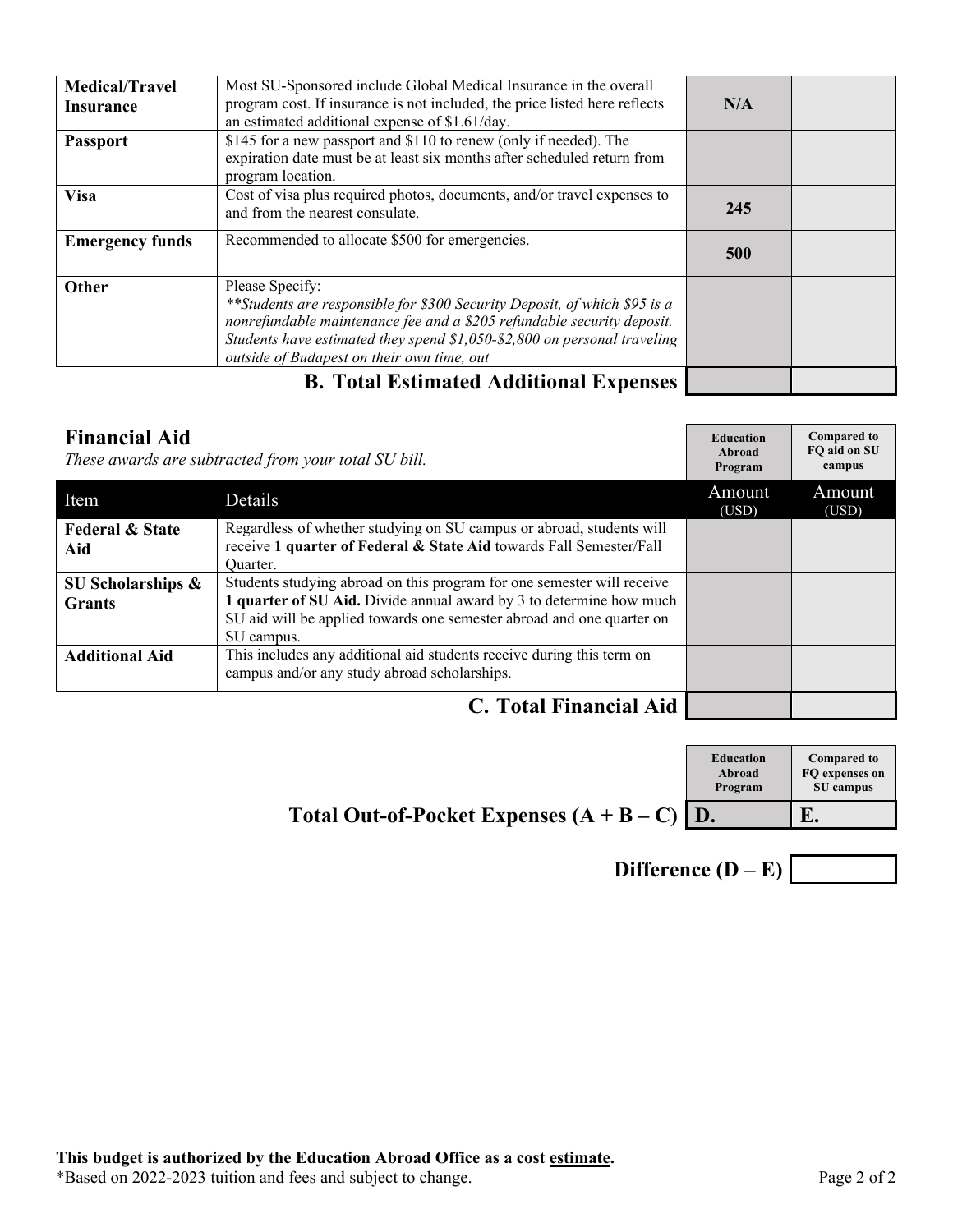| | | | |
|---|---|---|---|
| **Medical/Travel Insurance** | Most SU-Sponsored include Global Medical Insurance in the overall program cost. If insurance is not included, the price listed here reflects an estimated additional expense of $1.61/day. | **N/A** | |
| **Passport** | $145 for a new passport and $110 to renew (only if needed). The expiration date must be at least six months after scheduled return from program location. | | |
| **Visa** | Cost of visa plus required photos, documents, and/or travel expenses to and from the nearest consulate. | **245** | |
| **Emergency funds** | Recommended to allocate $500 for emergencies. | **500** | |
| **Other** | Please Specify: *\*\*Students are responsible for $300 Security Deposit, of which $95 is a nonrefundable maintenance fee and a $205 refundable security deposit. Students have estimated they spend $1,050-$2,800 on personal traveling outside of Budapest on their own time, out* | | |
| | **B. Total Estimated Additional Expenses** | | |

## Financial Aid

*These awards are subtracted from your total SU bill.*

| Item | Details | Education Abroad Program Amount (USD) | Compared to FQ aid on SU campus Amount (USD) |
|---|---|---|---|
| **Federal & State Aid** | Regardless of whether studying on SU campus or abroad, students will receive **1 quarter of Federal & State Aid** towards Fall Semester/Fall Quarter. | | |
| **SU Scholarships & Grants** | Students studying abroad on this program for one semester will receive **1 quarter of SU Aid.** Divide annual award by 3 to determine how much SU aid will be applied towards one semester abroad and one quarter on SU campus. | | |
| **Additional Aid** | This includes any additional aid students receive during this term on campus and/or any study abroad scholarships. | | |
| | **C. Total Financial Aid** | | |

| | Education Abroad Program | Compared to FQ expenses on SU campus |
|---|---|---|
| **Total Out-of-Pocket Expenses (A + B – C)** | **D.** | **E.** |

**Difference (D – E)**

**This budget is authorized by the Education Abroad Office as a cost estimate.**
\*Based on 2022-2023 tuition and fees and subject to change.